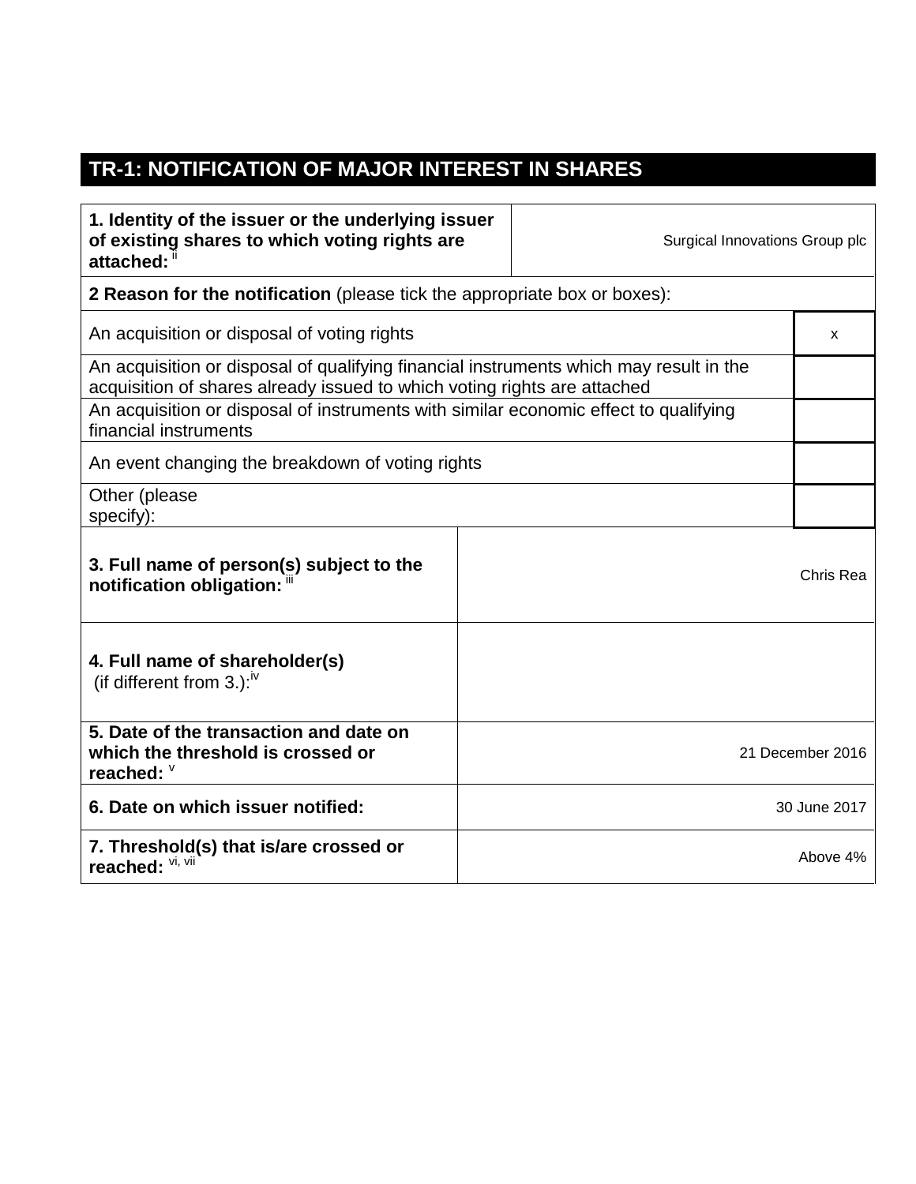# TR-1: NOTIFICATION OF MAJOR INTEREST IN SHARES

| | |
|---|---|
| **1. Identity of the issuer or the underlying issuer of existing shares to which voting rights are attached:** [ii] | Surgical Innovations Group plc |
| **2 Reason for the notification** (please tick the appropriate box or boxes): | |
| An acquisition or disposal of voting rights | x |
| An acquisition or disposal of qualifying financial instruments which may result in the acquisition of shares already issued to which voting rights are attached | |
| An acquisition or disposal of instruments with similar economic effect to qualifying financial instruments | |
| An event changing the breakdown of voting rights | |
| Other (please specify): | |
| **3. Full name of person(s) subject to the notification obligation:** [iii] | Chris Rea |
| **4. Full name of shareholder(s)** (if different from 3.):[iv] | |
| **5. Date of the transaction and date on which the threshold is crossed or reached:** [v] | 21 December 2016 |
| **6. Date on which issuer notified:** | 30 June 2017 |
| **7. Threshold(s) that is/are crossed or reached:** [vi, vii] | Above 4% |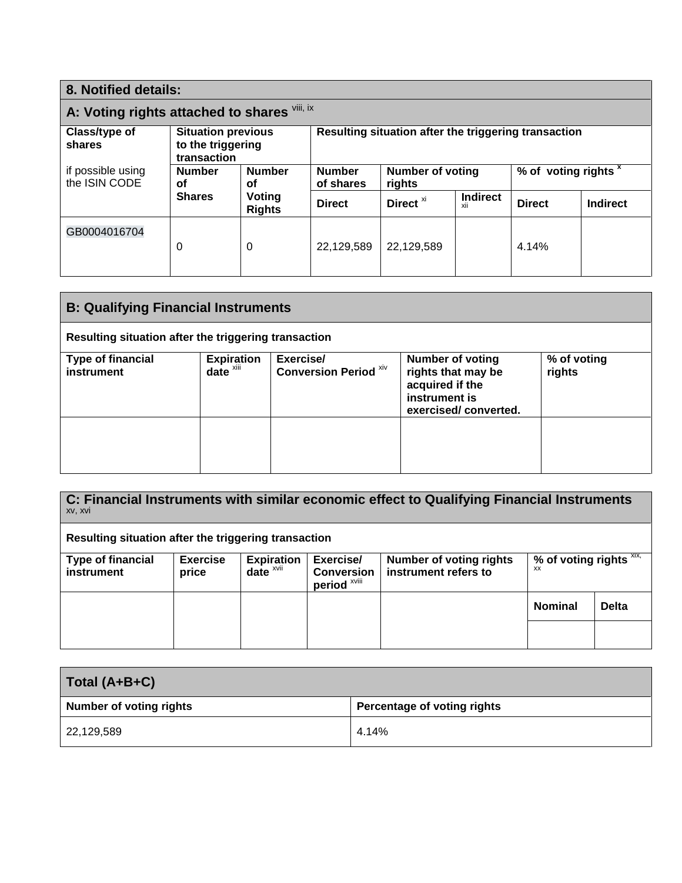## 8. Notified details:

### A: Voting rights attached to shares [viii, ix]

| Class/type of shares<br><br>if possible using the ISIN CODE | Situation previous to the triggering transaction | | Resulting situation after the triggering transaction | | | | |
|---|---|---|---|---|---|---|---|
| | Number of Shares | Number of Voting Rights | Number of shares | Number of voting rights | | % of voting rights [x] | |
| | | | Direct | Direct [xi] | Indirect [xii] | Direct | Indirect |
| GB0004016704 | 0 | 0 | 22,129,589 | 22,129,589 | | 4.14% | |

### B: Qualifying Financial Instruments

**Resulting situation after the triggering transaction**

| Type of financial instrument | Expiration date [xiii] | Exercise/ Conversion Period [xiv] | Number of voting rights that may be acquired if the instrument is exercised/ converted. | % of voting rights |
|---|---|---|---|---|
| | | | | |

### C: Financial Instruments with similar economic effect to Qualifying Financial Instruments [xv, xvi]

**Resulting situation after the triggering transaction**

| Type of financial instrument | Exercise price | Expiration date [xvii] | Exercise/ Conversion period [xviii] | Number of voting rights instrument refers to | % of voting rights [xix, xx] | |
|---|---|---|---|---|---|---|
| | | | | | Nominal | Delta |
| | | | | | | |

### Total (A+B+C)

| Number of voting rights | Percentage of voting rights |
|---|---|
| 22,129,589 | 4.14% |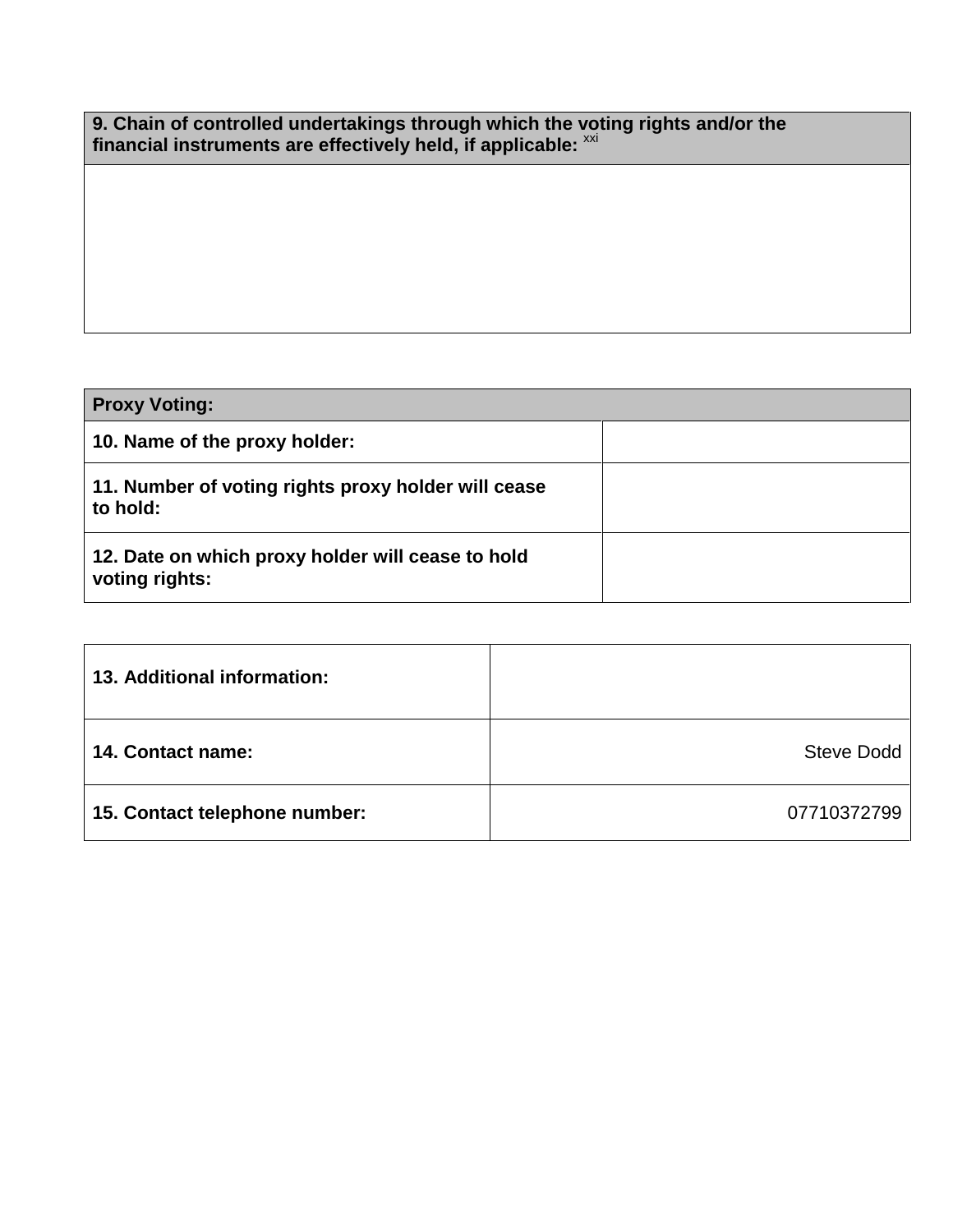| 9. Chain of controlled undertakings through which the voting rights and/or the financial instruments are effectively held, if applicable: [xxi] |
|---|
| |

| Proxy Voting: | |
|---|---|
| 10. Name of the proxy holder: | |
| 11. Number of voting rights proxy holder will cease to hold: | |
| 12. Date on which proxy holder will cease to hold voting rights: | |

| | |
|---|---|
| 13. Additional information: | |
| 14. Contact name: | Steve Dodd |
| 15. Contact telephone number: | 07710372799 |